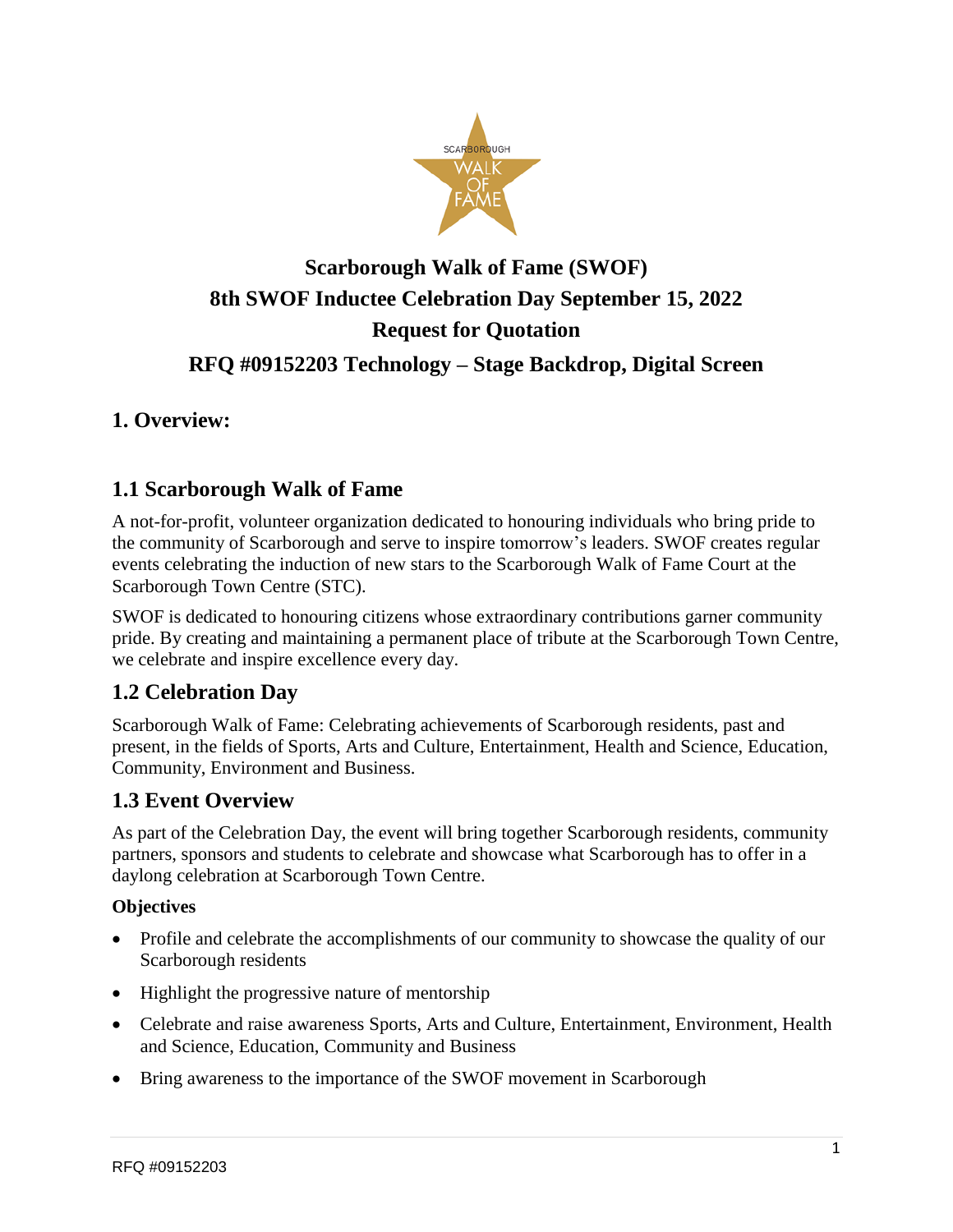# Scarborough Walk of Fame (SWOF)
# 8th SWOF Inductee Celebration Day September 15, 2022
# Request for Quotation
# RFQ #09152203 Technology – Stage Backdrop, Digital Screen

## 1. Overview:

## 1.1 Scarborough Walk of Fame

A not-for-profit, volunteer organization dedicated to honouring individuals who bring pride to the community of Scarborough and serve to inspire tomorrow's leaders. SWOF creates regular events celebrating the induction of new stars to the Scarborough Walk of Fame Court at the Scarborough Town Centre (STC).

SWOF is dedicated to honouring citizens whose extraordinary contributions garner community pride. By creating and maintaining a permanent place of tribute at the Scarborough Town Centre, we celebrate and inspire excellence every day.

## 1.2 Celebration Day

Scarborough Walk of Fame: Celebrating achievements of Scarborough residents, past and present, in the fields of Sports, Arts and Culture, Entertainment, Health and Science, Education, Community, Environment and Business.

## 1.3 Event Overview

As part of the Celebration Day, the event will bring together Scarborough residents, community partners, sponsors and students to celebrate and showcase what Scarborough has to offer in a daylong celebration at Scarborough Town Centre.

**Objectives**

- Profile and celebrate the accomplishments of our community to showcase the quality of our Scarborough residents
- Highlight the progressive nature of mentorship
- Celebrate and raise awareness Sports, Arts and Culture, Entertainment, Environment, Health and Science, Education, Community and Business
- Bring awareness to the importance of the SWOF movement in Scarborough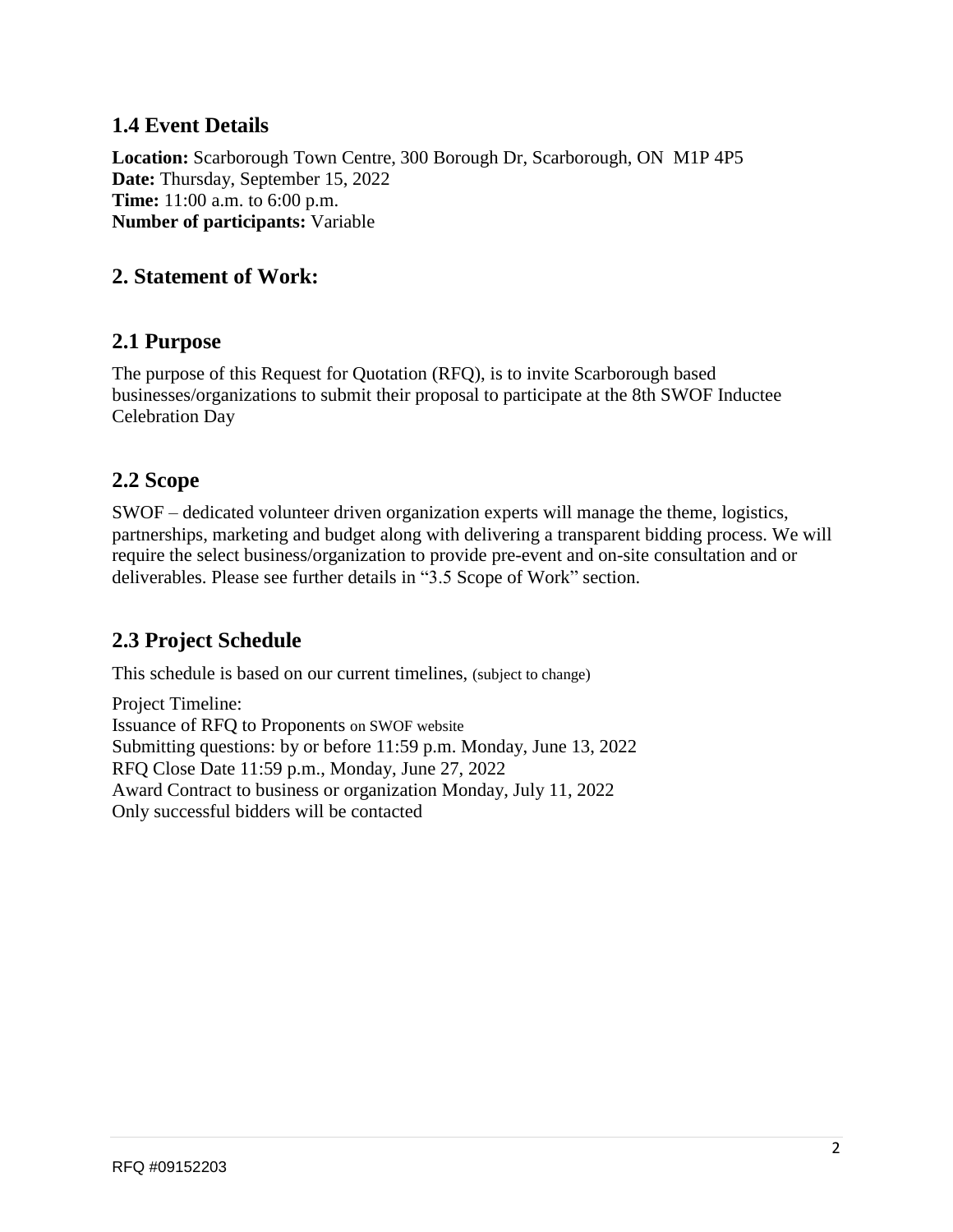## 1.4 Event Details

**Location:** Scarborough Town Centre, 300 Borough Dr, Scarborough, ON M1P 4P5
**Date:** Thursday, September 15, 2022
**Time:** 11:00 a.m. to 6:00 p.m.
**Number of participants:** Variable

## 2. Statement of Work:

## 2.1 Purpose

The purpose of this Request for Quotation (RFQ), is to invite Scarborough based businesses/organizations to submit their proposal to participate at the 8th SWOF Inductee Celebration Day

## 2.2 Scope

SWOF – dedicated volunteer driven organization experts will manage the theme, logistics, partnerships, marketing and budget along with delivering a transparent bidding process. We will require the select business/organization to provide pre-event and on-site consultation and or deliverables. Please see further details in "3.5 Scope of Work" section.

## 2.3 Project Schedule

This schedule is based on our current timelines, (subject to change)

Project Timeline:
Issuance of RFQ to Proponents on SWOF website
Submitting questions: by or before 11:59 p.m. Monday, June 13, 2022
RFQ Close Date 11:59 p.m., Monday, June 27, 2022
Award Contract to business or organization Monday, July 11, 2022
Only successful bidders will be contacted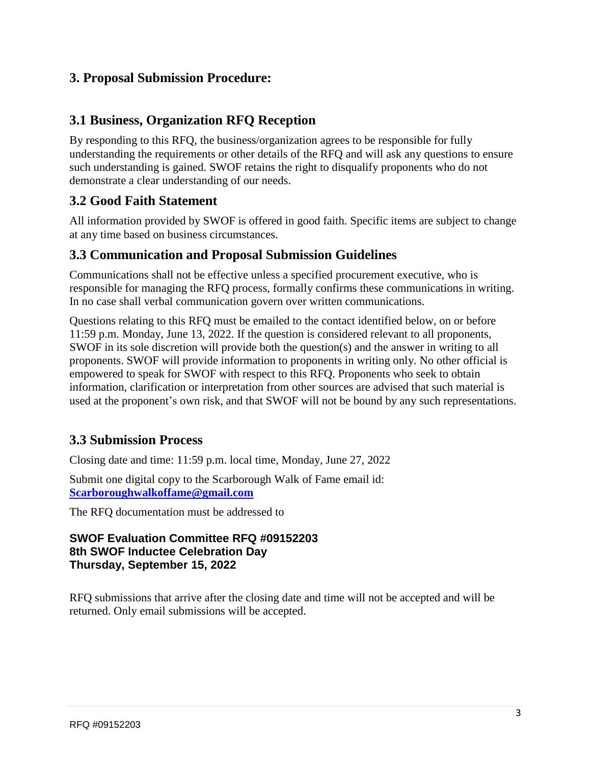## 3. Proposal Submission Procedure:

### 3.1 Business, Organization RFQ Reception

By responding to this RFQ, the business/organization agrees to be responsible for fully understanding the requirements or other details of the RFQ and will ask any questions to ensure such understanding is gained. SWOF retains the right to disqualify proponents who do not demonstrate a clear understanding of our needs.

### 3.2 Good Faith Statement

All information provided by SWOF is offered in good faith. Specific items are subject to change at any time based on business circumstances.

### 3.3 Communication and Proposal Submission Guidelines

Communications shall not be effective unless a specified procurement executive, who is responsible for managing the RFQ process, formally confirms these communications in writing. In no case shall verbal communication govern over written communications.

Questions relating to this RFQ must be emailed to the contact identified below, on or before 11:59 p.m. Monday, June 13, 2022. If the question is considered relevant to all proponents, SWOF in its sole discretion will provide both the question(s) and the answer in writing to all proponents. SWOF will provide information to proponents in writing only. No other official is empowered to speak for SWOF with respect to this RFQ. Proponents who seek to obtain information, clarification or interpretation from other sources are advised that such material is used at the proponent's own risk, and that SWOF will not be bound by any such representations.

### 3.3 Submission Process

Closing date and time: 11:59 p.m. local time, Monday, June 27, 2022

Submit one digital copy to the Scarborough Walk of Fame email id: [Scarboroughwalkoffame@gmail.com](mailto:Scarboroughwalkoffame@gmail.com)

The RFQ documentation must be addressed to

**SWOF Evaluation Committee RFQ #09152203**
**8th SWOF Inductee Celebration Day**
**Thursday, September 15, 2022**

RFQ submissions that arrive after the closing date and time will not be accepted and will be returned. Only email submissions will be accepted.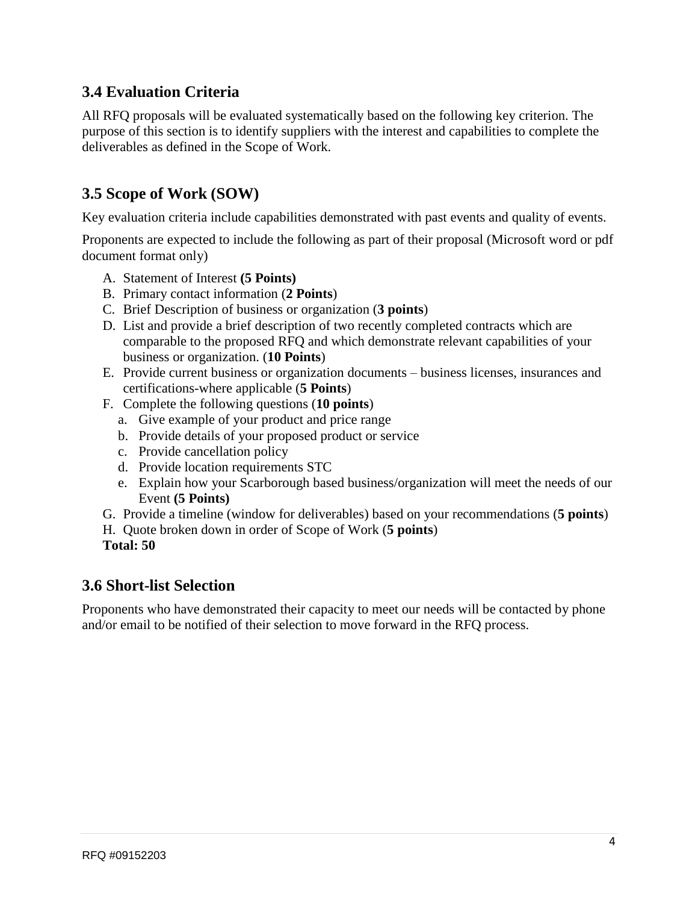## 3.4 Evaluation Criteria

All RFQ proposals will be evaluated systematically based on the following key criterion. The purpose of this section is to identify suppliers with the interest and capabilities to complete the deliverables as defined in the Scope of Work.

## 3.5 Scope of Work (SOW)

Key evaluation criteria include capabilities demonstrated with past events and quality of events.

Proponents are expected to include the following as part of their proposal (Microsoft word or pdf document format only)

A. Statement of Interest **(5 Points)**
B. Primary contact information (**2 Points**)
C. Brief Description of business or organization (**3 points**)
D. List and provide a brief description of two recently completed contracts which are comparable to the proposed RFQ and which demonstrate relevant capabilities of your business or organization. (**10 Points**)
E. Provide current business or organization documents – business licenses, insurances and certifications-where applicable (**5 Points**)
F. Complete the following questions (**10 points**)
   a. Give example of your product and price range
   b. Provide details of your proposed product or service
   c. Provide cancellation policy
   d. Provide location requirements STC
   e. Explain how your Scarborough based business/organization will meet the needs of our Event **(5 Points)**
G. Provide a timeline (window for deliverables) based on your recommendations (**5 points**)
H. Quote broken down in order of Scope of Work (**5 points**)

**Total: 50**

## 3.6 Short-list Selection

Proponents who have demonstrated their capacity to meet our needs will be contacted by phone and/or email to be notified of their selection to move forward in the RFQ process.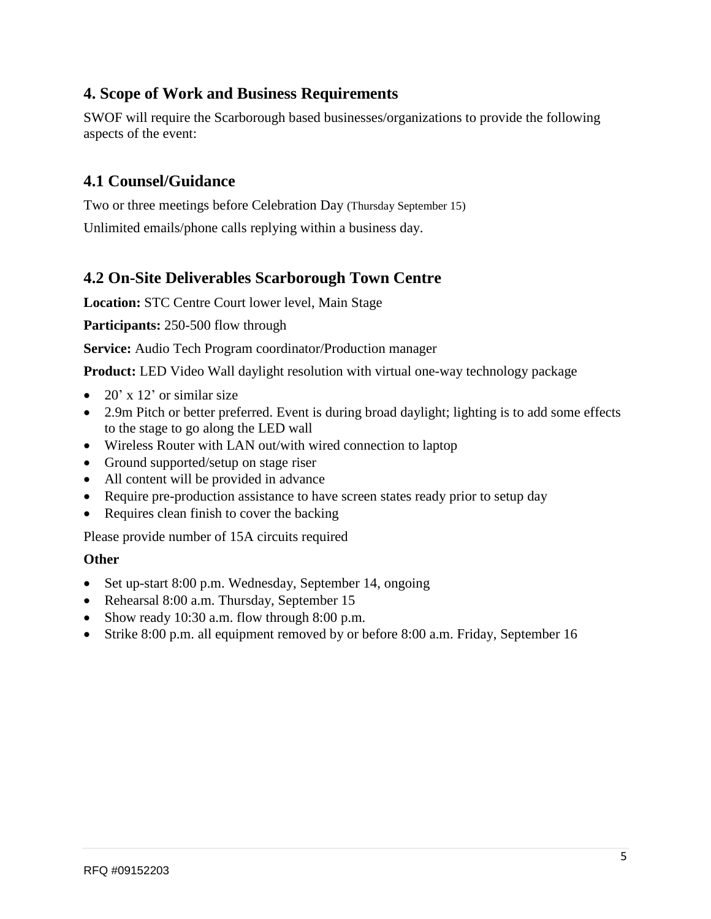## 4. Scope of Work and Business Requirements

SWOF will require the Scarborough based businesses/organizations to provide the following aspects of the event:

### 4.1 Counsel/Guidance

Two or three meetings before Celebration Day (Thursday September 15)

Unlimited emails/phone calls replying within a business day.

### 4.2 On-Site Deliverables Scarborough Town Centre

**Location:** STC Centre Court lower level, Main Stage

**Participants:** 250-500 flow through

**Service:** Audio Tech Program coordinator/Production manager

**Product:** LED Video Wall daylight resolution with virtual one-way technology package

- 20' x 12' or similar size
- 2.9m Pitch or better preferred. Event is during broad daylight; lighting is to add some effects to the stage to go along the LED wall
- Wireless Router with LAN out/with wired connection to laptop
- Ground supported/setup on stage riser
- All content will be provided in advance
- Require pre-production assistance to have screen states ready prior to setup day
- Requires clean finish to cover the backing

Please provide number of 15A circuits required

**Other**

- Set up-start 8:00 p.m. Wednesday, September 14, ongoing
- Rehearsal 8:00 a.m. Thursday, September 15
- Show ready 10:30 a.m. flow through 8:00 p.m.
- Strike 8:00 p.m. all equipment removed by or before 8:00 a.m. Friday, September 16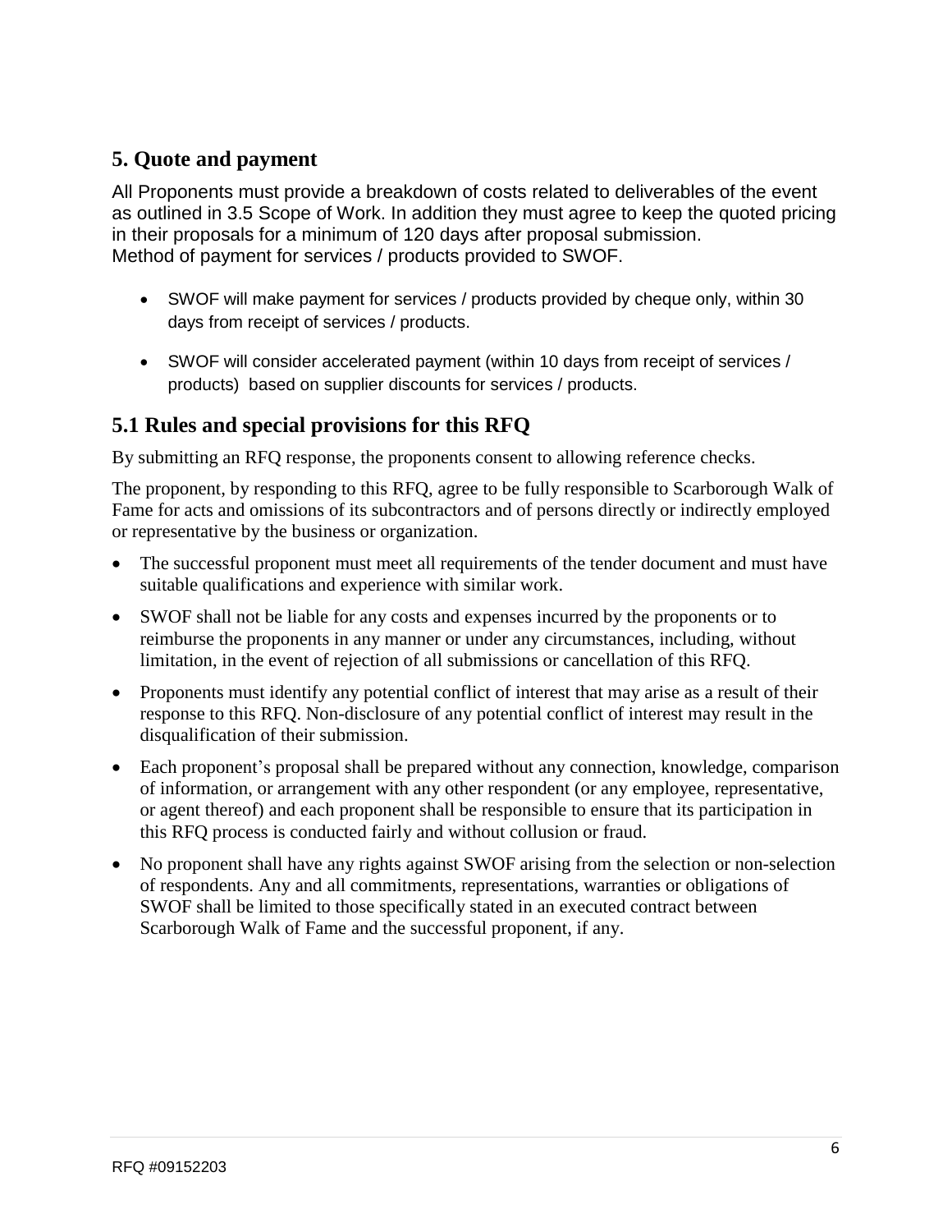## 5. Quote and payment

All Proponents must provide a breakdown of costs related to deliverables of the event as outlined in 3.5 Scope of Work. In addition they must agree to keep the quoted pricing in their proposals for a minimum of 120 days after proposal submission.
Method of payment for services / products provided to SWOF.

- SWOF will make payment for services / products provided by cheque only, within 30 days from receipt of services / products.
- SWOF will consider accelerated payment (within 10 days from receipt of services / products) based on supplier discounts for services / products.

## 5.1 Rules and special provisions for this RFQ

By submitting an RFQ response, the proponents consent to allowing reference checks.

The proponent, by responding to this RFQ, agree to be fully responsible to Scarborough Walk of Fame for acts and omissions of its subcontractors and of persons directly or indirectly employed or representative by the business or organization.

- The successful proponent must meet all requirements of the tender document and must have suitable qualifications and experience with similar work.
- SWOF shall not be liable for any costs and expenses incurred by the proponents or to reimburse the proponents in any manner or under any circumstances, including, without limitation, in the event of rejection of all submissions or cancellation of this RFQ.
- Proponents must identify any potential conflict of interest that may arise as a result of their response to this RFQ. Non-disclosure of any potential conflict of interest may result in the disqualification of their submission.
- Each proponent's proposal shall be prepared without any connection, knowledge, comparison of information, or arrangement with any other respondent (or any employee, representative, or agent thereof) and each proponent shall be responsible to ensure that its participation in this RFQ process is conducted fairly and without collusion or fraud.
- No proponent shall have any rights against SWOF arising from the selection or non-selection of respondents. Any and all commitments, representations, warranties or obligations of SWOF shall be limited to those specifically stated in an executed contract between Scarborough Walk of Fame and the successful proponent, if any.